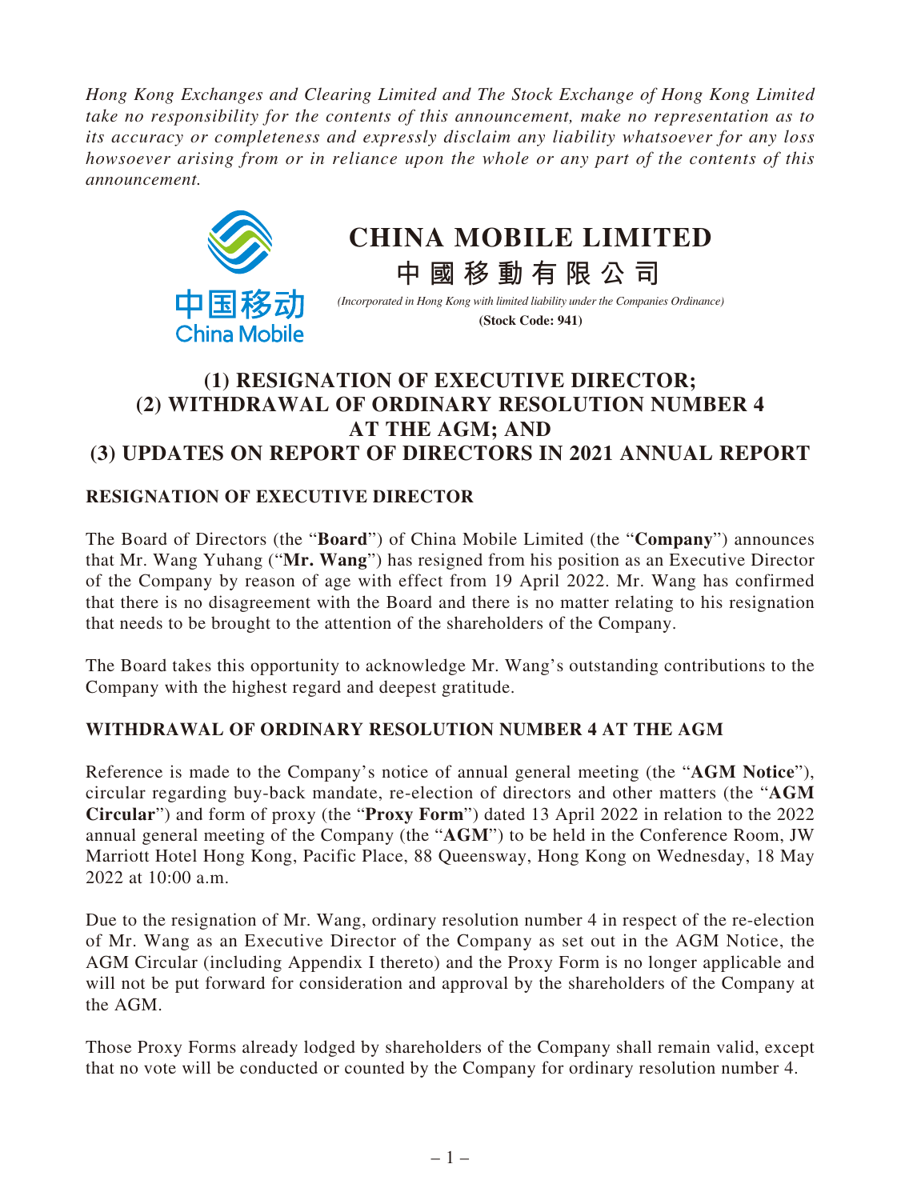*Hong Kong Exchanges and Clearing Limited and The Stock Exchange of Hong Kong Limited take no responsibility for the contents of this announcement, make no representation as to its accuracy or completeness and expressly disclaim any liability whatsoever for any loss howsoever arising from or in reliance upon the whole or any part of the contents of this announcement.*

# CHINA MOBILE LIMITED

# 中國移動有限公司

*(Incorporated in Hong Kong with limited liability under the Companies Ordinance)*

**(Stock Code: 941)**

# (1) RESIGNATION OF EXECUTIVE DIRECTOR; (2) WITHDRAWAL OF ORDINARY RESOLUTION NUMBER 4 AT THE AGM; AND (3) UPDATES ON REPORT OF DIRECTORS IN 2021 ANNUAL REPORT

## RESIGNATION OF EXECUTIVE DIRECTOR

The Board of Directors (the "**Board**") of China Mobile Limited (the "**Company**") announces that Mr. Wang Yuhang ("**Mr. Wang**") has resigned from his position as an Executive Director of the Company by reason of age with effect from 19 April 2022. Mr. Wang has confirmed that there is no disagreement with the Board and there is no matter relating to his resignation that needs to be brought to the attention of the shareholders of the Company.

The Board takes this opportunity to acknowledge Mr. Wang's outstanding contributions to the Company with the highest regard and deepest gratitude.

## WITHDRAWAL OF ORDINARY RESOLUTION NUMBER 4 AT THE AGM

Reference is made to the Company's notice of annual general meeting (the "**AGM Notice**"), circular regarding buy-back mandate, re-election of directors and other matters (the "**AGM Circular**") and form of proxy (the "**Proxy Form**") dated 13 April 2022 in relation to the 2022 annual general meeting of the Company (the "**AGM**") to be held in the Conference Room, JW Marriott Hotel Hong Kong, Pacific Place, 88 Queensway, Hong Kong on Wednesday, 18 May 2022 at 10:00 a.m.

Due to the resignation of Mr. Wang, ordinary resolution number 4 in respect of the re-election of Mr. Wang as an Executive Director of the Company as set out in the AGM Notice, the AGM Circular (including Appendix I thereto) and the Proxy Form is no longer applicable and will not be put forward for consideration and approval by the shareholders of the Company at the AGM.

Those Proxy Forms already lodged by shareholders of the Company shall remain valid, except that no vote will be conducted or counted by the Company for ordinary resolution number 4.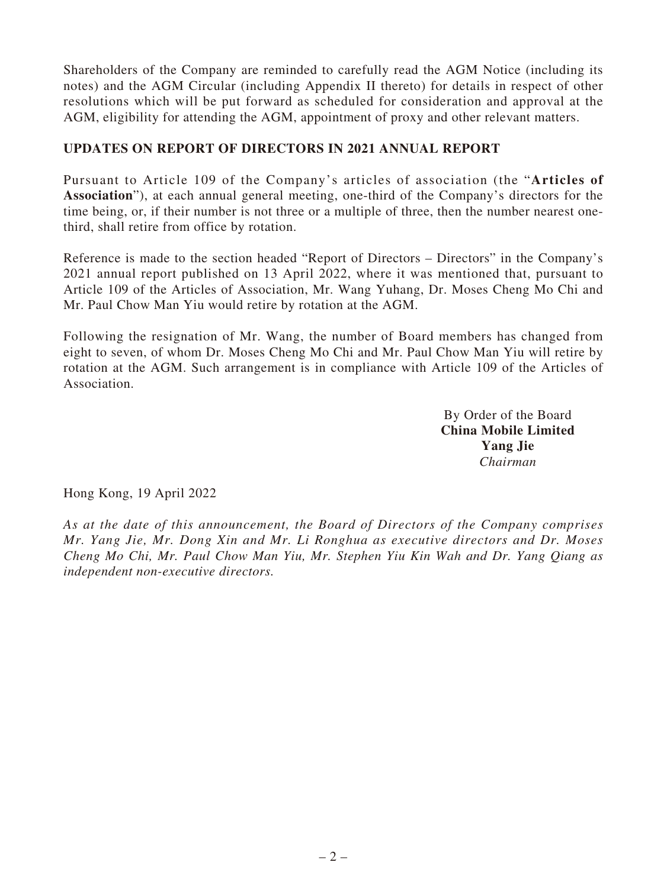Shareholders of the Company are reminded to carefully read the AGM Notice (including its notes) and the AGM Circular (including Appendix II thereto) for details in respect of other resolutions which will be put forward as scheduled for consideration and approval at the AGM, eligibility for attending the AGM, appointment of proxy and other relevant matters.

## UPDATES ON REPORT OF DIRECTORS IN 2021 ANNUAL REPORT

Pursuant to Article 109 of the Company's articles of association (the "**Articles of Association**"), at each annual general meeting, one-third of the Company's directors for the time being, or, if their number is not three or a multiple of three, then the number nearest one-third, shall retire from office by rotation.

Reference is made to the section headed "Report of Directors – Directors" in the Company's 2021 annual report published on 13 April 2022, where it was mentioned that, pursuant to Article 109 of the Articles of Association, Mr. Wang Yuhang, Dr. Moses Cheng Mo Chi and Mr. Paul Chow Man Yiu would retire by rotation at the AGM.

Following the resignation of Mr. Wang, the number of Board members has changed from eight to seven, of whom Dr. Moses Cheng Mo Chi and Mr. Paul Chow Man Yiu will retire by rotation at the AGM. Such arrangement is in compliance with Article 109 of the Articles of Association.

By Order of the Board
**China Mobile Limited**
**Yang Jie**
*Chairman*

Hong Kong, 19 April 2022

*As at the date of this announcement, the Board of Directors of the Company comprises Mr. Yang Jie, Mr. Dong Xin and Mr. Li Ronghua as executive directors and Dr. Moses Cheng Mo Chi, Mr. Paul Chow Man Yiu, Mr. Stephen Yiu Kin Wah and Dr. Yang Qiang as independent non-executive directors.*